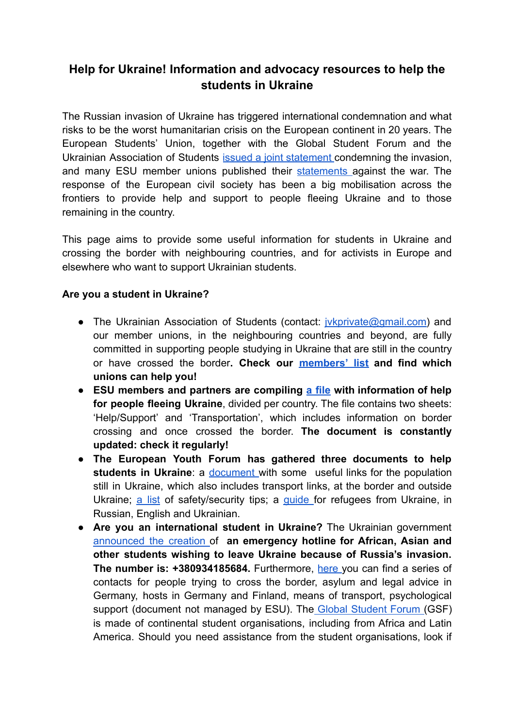# Help for Ukraine! Information and advocacy resources to help the students in Ukraine

The Russian invasion of Ukraine has triggered international condemnation and what risks to be the worst humanitarian crisis on the European continent in 20 years. The European Students' Union, together with the Global Student Forum and the Ukrainian Association of Students issued a joint statement condemning the invasion, and many ESU member unions published their statements against the war. The response of the European civil society has been a big mobilisation across the frontiers to provide help and support to people fleeing Ukraine and to those remaining in the country.

This page aims to provide some useful information for students in Ukraine and crossing the border with neighbouring countries, and for activists in Europe and elsewhere who want to support Ukrainian students.

**Are you a student in Ukraine?**

- The Ukrainian Association of Students (contact: jvkprivate@gmail.com) and our member unions, in the neighbouring countries and beyond, are fully committed in supporting people studying in Ukraine that are still in the country or have crossed the border**. Check our members' list and find which unions can help you!**
- **ESU members and partners are compiling a file with information of help for people fleeing Ukraine**, divided per country. The file contains two sheets: 'Help/Support' and 'Transportation', which includes information on border crossing and once crossed the border. **The document is constantly updated: check it regularly!**
- **The European Youth Forum has gathered three documents to help students in Ukraine**: a document with some useful links for the population still in Ukraine, which also includes transport links, at the border and outside Ukraine; a list of safety/security tips; a guide for refugees from Ukraine, in Russian, English and Ukrainian.
- **Are you an international student in Ukraine?** The Ukrainian government announced the creation of **an emergency hotline for African, Asian and other students wishing to leave Ukraine because of Russia's invasion. The number is: +380934185684.** Furthermore, here you can find a series of contacts for people trying to cross the border, asylum and legal advice in Germany, hosts in Germany and Finland, means of transport, psychological support (document not managed by ESU). The Global Student Forum (GSF) is made of continental student organisations, including from Africa and Latin America. Should you need assistance from the student organisations, look if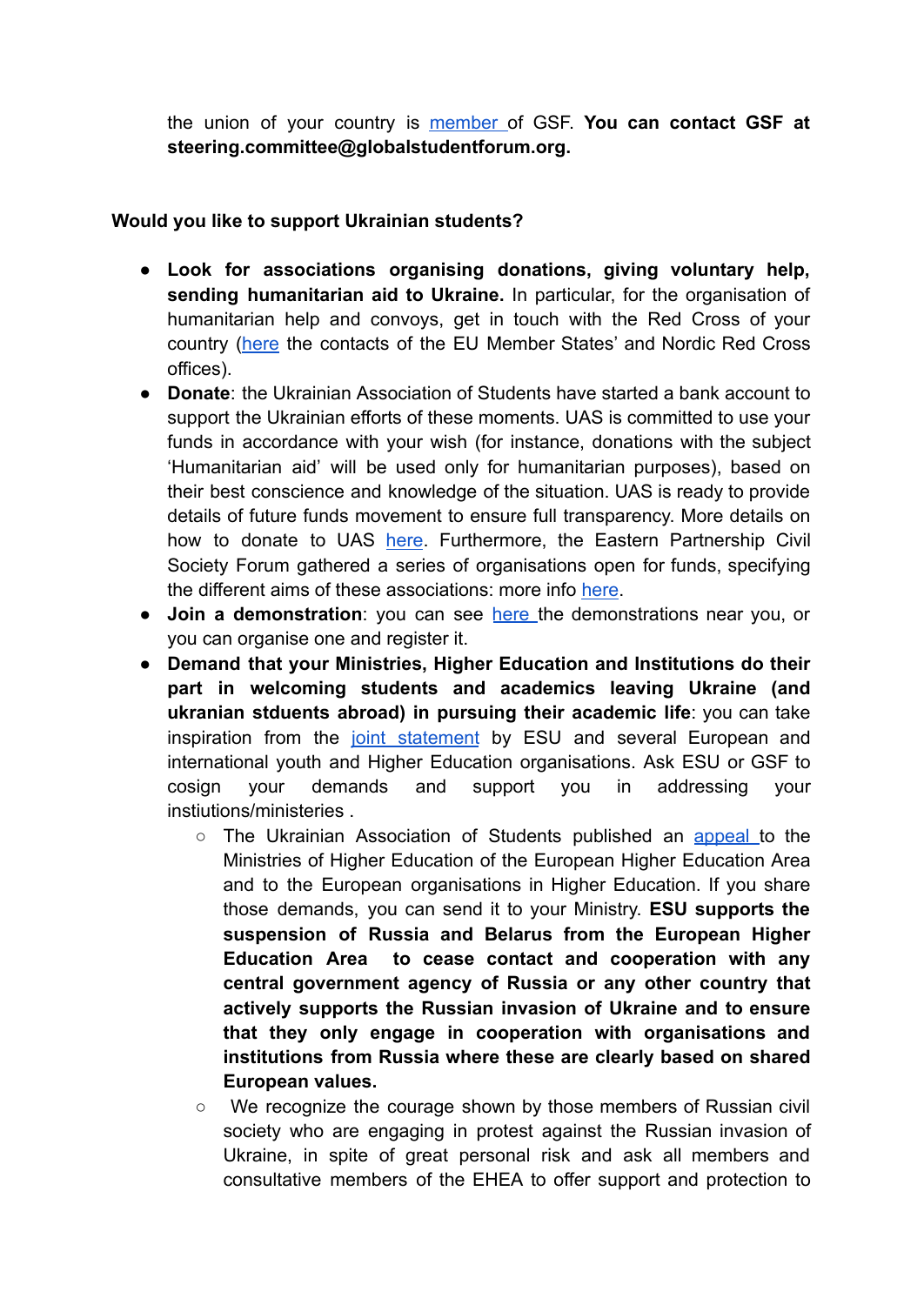the union of your country is member of GSF. **You can contact GSF at steering.committee@globalstudentforum.org.**

**Would you like to support Ukrainian students?**

- **Look for associations organising donations, giving voluntary help, sending humanitarian aid to Ukraine.** In particular, for the organisation of humanitarian help and convoys, get in touch with the Red Cross of your country (here the contacts of the EU Member States' and Nordic Red Cross offices).
- **Donate**: the Ukrainian Association of Students have started a bank account to support the Ukrainian efforts of these moments. UAS is committed to use your funds in accordance with your wish (for instance, donations with the subject 'Humanitarian aid' will be used only for humanitarian purposes), based on their best conscience and knowledge of the situation. UAS is ready to provide details of future funds movement to ensure full transparency. More details on how to donate to UAS here. Furthermore, the Eastern Partnership Civil Society Forum gathered a series of organisations open for funds, specifying the different aims of these associations: more info here.
- **Join a demonstration**: you can see here the demonstrations near you, or you can organise one and register it.
- **Demand that your Ministries, Higher Education and Institutions do their part in welcoming students and academics leaving Ukraine (and ukranian stduents abroad) in pursuing their academic life**: you can take inspiration from the joint statement by ESU and several European and international youth and Higher Education organisations. Ask ESU or GSF to cosign your demands and support you in addressing your instiutions/ministeries .
  - The Ukrainian Association of Students published an appeal to the Ministries of Higher Education of the European Higher Education Area and to the European organisations in Higher Education. If you share those demands, you can send it to your Ministry. **ESU supports the suspension of Russia and Belarus from the European Higher Education Area to cease contact and cooperation with any central government agency of Russia or any other country that actively supports the Russian invasion of Ukraine and to ensure that they only engage in cooperation with organisations and institutions from Russia where these are clearly based on shared European values.**
  - We recognize the courage shown by those members of Russian civil society who are engaging in protest against the Russian invasion of Ukraine, in spite of great personal risk and ask all members and consultative members of the EHEA to offer support and protection to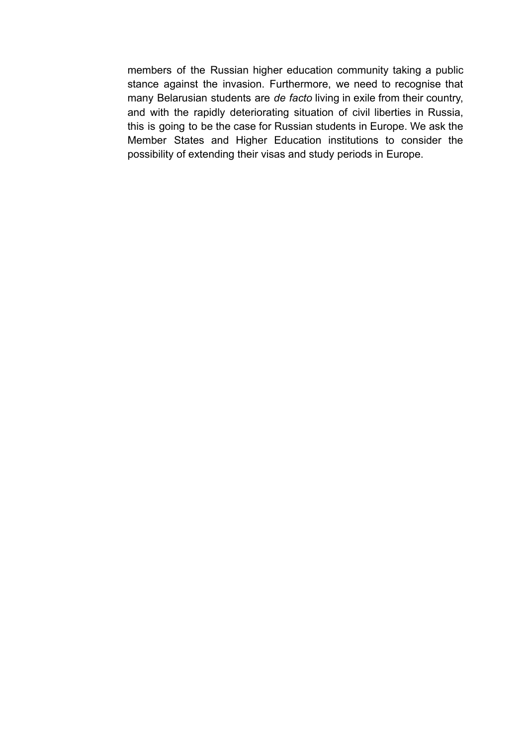members of the Russian higher education community taking a public stance against the invasion. Furthermore, we need to recognise that many Belarusian students are *de facto* living in exile from their country, and with the rapidly deteriorating situation of civil liberties in Russia, this is going to be the case for Russian students in Europe. We ask the Member States and Higher Education institutions to consider the possibility of extending their visas and study periods in Europe.